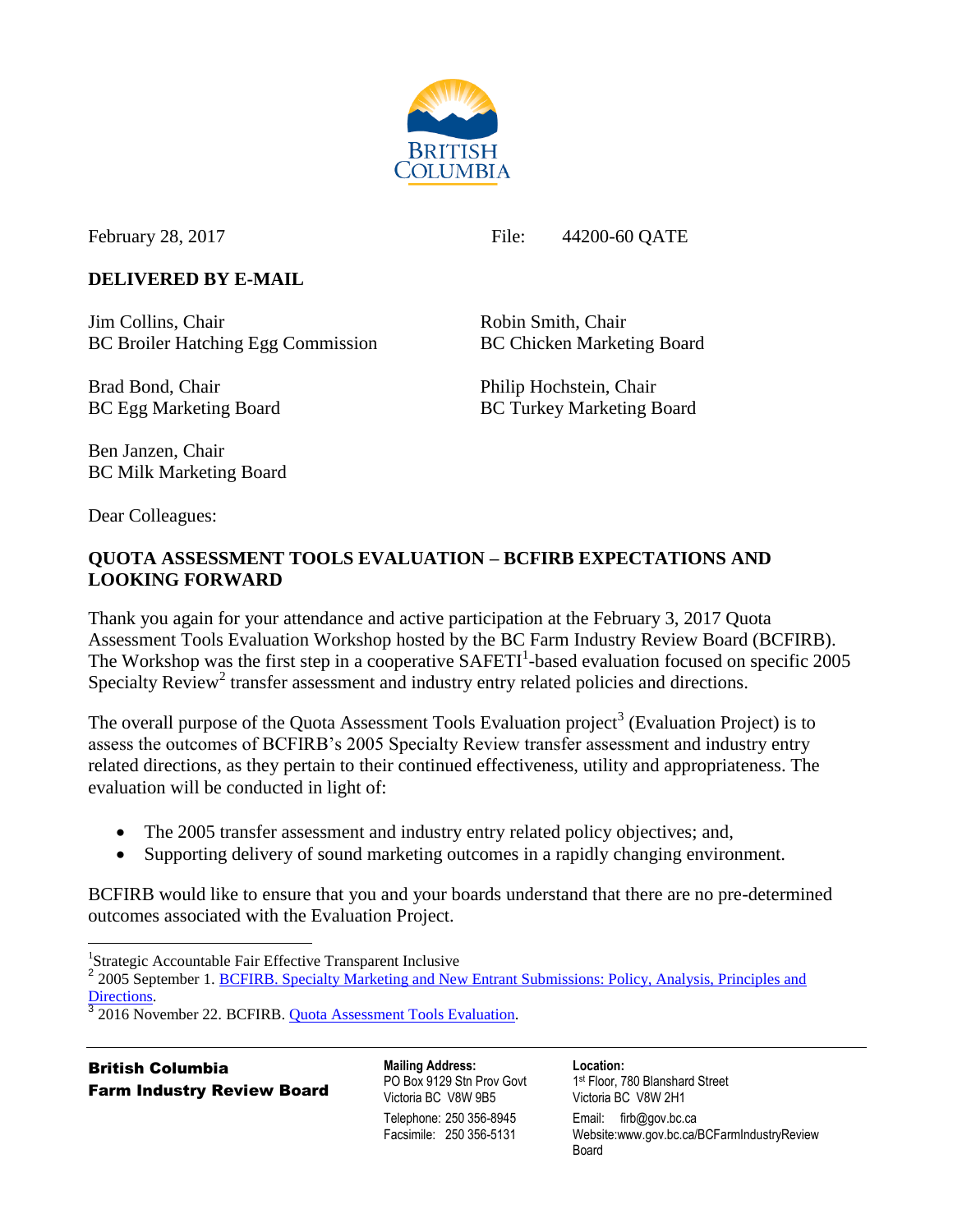February 28, 2017 File: 44200-60 QATE

**DELIVERED BY E-MAIL**

Jim Collins, Chair
BC Broiler Hatching Egg Commission

Robin Smith, Chair
BC Chicken Marketing Board

Brad Bond, Chair
BC Egg Marketing Board

Philip Hochstein, Chair
BC Turkey Marketing Board

Ben Janzen, Chair
BC Milk Marketing Board

Dear Colleagues:

**QUOTA ASSESSMENT TOOLS EVALUATION – BCFIRB EXPECTATIONS AND LOOKING FORWARD**

Thank you again for your attendance and active participation at the February 3, 2017 Quota Assessment Tools Evaluation Workshop hosted by the BC Farm Industry Review Board (BCFIRB). The Workshop was the first step in a cooperative SAFETI[1]-based evaluation focused on specific 2005 Specialty Review[2] transfer assessment and industry entry related policies and directions.

The overall purpose of the Quota Assessment Tools Evaluation project[3] (Evaluation Project) is to assess the outcomes of BCFIRB's 2005 Specialty Review transfer assessment and industry entry related directions, as they pertain to their continued effectiveness, utility and appropriateness. The evaluation will be conducted in light of:

- The 2005 transfer assessment and industry entry related policy objectives; and,
- Supporting delivery of sound marketing outcomes in a rapidly changing environment.

BCFIRB would like to ensure that you and your boards understand that there are no pre-determined outcomes associated with the Evaluation Project.

---

[1]Strategic Accountable Fair Effective Transparent Inclusive

[2] 2005 September 1. BCFIRB. Specialty Marketing and New Entrant Submissions: Policy, Analysis, Principles and Directions.

[3] 2016 November 22. BCFIRB. Quota Assessment Tools Evaluation.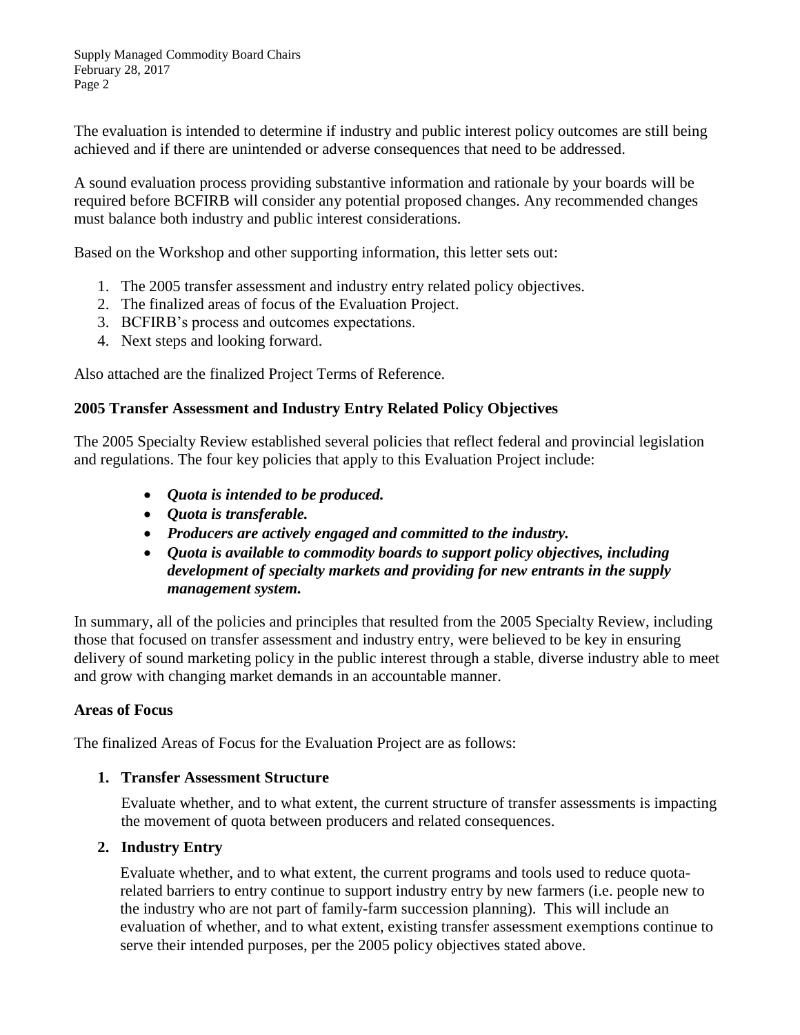The evaluation is intended to determine if industry and public interest policy outcomes are still being achieved and if there are unintended or adverse consequences that need to be addressed.

A sound evaluation process providing substantive information and rationale by your boards will be required before BCFIRB will consider any potential proposed changes. Any recommended changes must balance both industry and public interest considerations.

Based on the Workshop and other supporting information, this letter sets out:

1. The 2005 transfer assessment and industry entry related policy objectives.
2. The finalized areas of focus of the Evaluation Project.
3. BCFIRB's process and outcomes expectations.
4. Next steps and looking forward.

Also attached are the finalized Project Terms of Reference.

**2005 Transfer Assessment and Industry Entry Related Policy Objectives**

The 2005 Specialty Review established several policies that reflect federal and provincial legislation and regulations. The four key policies that apply to this Evaluation Project include:

- ***Quota is intended to be produced.***
- ***Quota is transferable.***
- ***Producers are actively engaged and committed to the industry.***
- ***Quota is available to commodity boards to support policy objectives, including development of specialty markets and providing for new entrants in the supply management system.***

In summary, all of the policies and principles that resulted from the 2005 Specialty Review, including those that focused on transfer assessment and industry entry, were believed to be key in ensuring delivery of sound marketing policy in the public interest through a stable, diverse industry able to meet and grow with changing market demands in an accountable manner.

**Areas of Focus**

The finalized Areas of Focus for the Evaluation Project are as follows:

1. **Transfer Assessment Structure**

   Evaluate whether, and to what extent, the current structure of transfer assessments is impacting the movement of quota between producers and related consequences.

2. **Industry Entry**

   Evaluate whether, and to what extent, the current programs and tools used to reduce quota-related barriers to entry continue to support industry entry by new farmers (i.e. people new to the industry who are not part of family-farm succession planning). This will include an evaluation of whether, and to what extent, existing transfer assessment exemptions continue to serve their intended purposes, per the 2005 policy objectives stated above.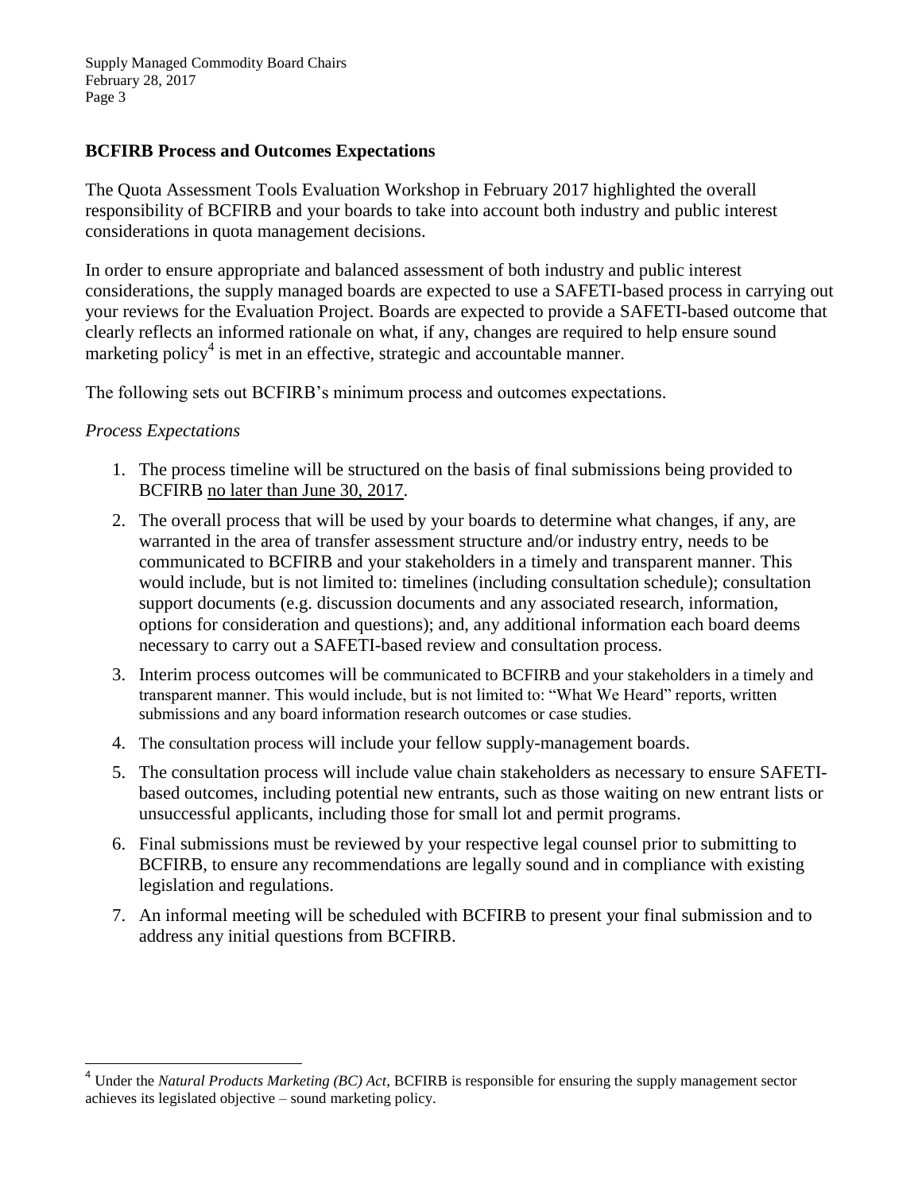## BCFIRB Process and Outcomes Expectations

The Quota Assessment Tools Evaluation Workshop in February 2017 highlighted the overall responsibility of BCFIRB and your boards to take into account both industry and public interest considerations in quota management decisions.

In order to ensure appropriate and balanced assessment of both industry and public interest considerations, the supply managed boards are expected to use a SAFETI-based process in carrying out your reviews for the Evaluation Project. Boards are expected to provide a SAFETI-based outcome that clearly reflects an informed rationale on what, if any, changes are required to help ensure sound marketing policy[4] is met in an effective, strategic and accountable manner.

The following sets out BCFIRB's minimum process and outcomes expectations.

*Process Expectations*

1. The process timeline will be structured on the basis of final submissions being provided to BCFIRB no later than June 30, 2017.
2. The overall process that will be used by your boards to determine what changes, if any, are warranted in the area of transfer assessment structure and/or industry entry, needs to be communicated to BCFIRB and your stakeholders in a timely and transparent manner. This would include, but is not limited to: timelines (including consultation schedule); consultation support documents (e.g. discussion documents and any associated research, information, options for consideration and questions); and, any additional information each board deems necessary to carry out a SAFETI-based review and consultation process.
3. Interim process outcomes will be communicated to BCFIRB and your stakeholders in a timely and transparent manner. This would include, but is not limited to: "What We Heard" reports, written submissions and any board information research outcomes or case studies.
4. The consultation process will include your fellow supply-management boards.
5. The consultation process will include value chain stakeholders as necessary to ensure SAFETI-based outcomes, including potential new entrants, such as those waiting on new entrant lists or unsuccessful applicants, including those for small lot and permit programs.
6. Final submissions must be reviewed by your respective legal counsel prior to submitting to BCFIRB, to ensure any recommendations are legally sound and in compliance with existing legislation and regulations.
7. An informal meeting will be scheduled with BCFIRB to present your final submission and to address any initial questions from BCFIRB.

---

[4] Under the *Natural Products Marketing (BC) Act*, BCFIRB is responsible for ensuring the supply management sector achieves its legislated objective – sound marketing policy.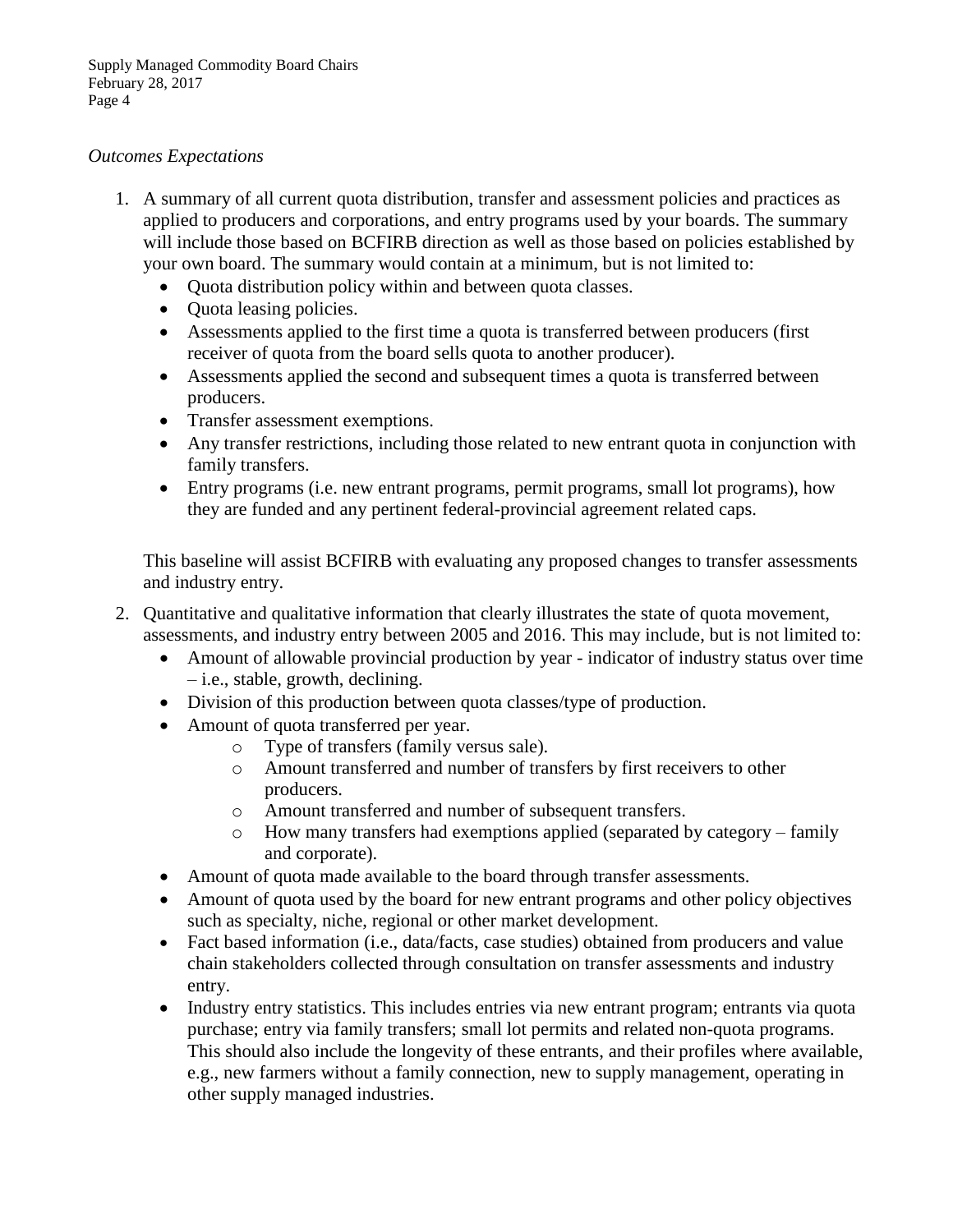*Outcomes Expectations*

1. A summary of all current quota distribution, transfer and assessment policies and practices as applied to producers and corporations, and entry programs used by your boards. The summary will include those based on BCFIRB direction as well as those based on policies established by your own board. The summary would contain at a minimum, but is not limited to:
   - Quota distribution policy within and between quota classes.
   - Quota leasing policies.
   - Assessments applied to the first time a quota is transferred between producers (first receiver of quota from the board sells quota to another producer).
   - Assessments applied the second and subsequent times a quota is transferred between producers.
   - Transfer assessment exemptions.
   - Any transfer restrictions, including those related to new entrant quota in conjunction with family transfers.
   - Entry programs (i.e. new entrant programs, permit programs, small lot programs), how they are funded and any pertinent federal-provincial agreement related caps.

   This baseline will assist BCFIRB with evaluating any proposed changes to transfer assessments and industry entry.

2. Quantitative and qualitative information that clearly illustrates the state of quota movement, assessments, and industry entry between 2005 and 2016. This may include, but is not limited to:
   - Amount of allowable provincial production by year - indicator of industry status over time – i.e., stable, growth, declining.
   - Division of this production between quota classes/type of production.
   - Amount of quota transferred per year.
     - Type of transfers (family versus sale).
     - Amount transferred and number of transfers by first receivers to other producers.
     - Amount transferred and number of subsequent transfers.
     - How many transfers had exemptions applied (separated by category – family and corporate).
   - Amount of quota made available to the board through transfer assessments.
   - Amount of quota used by the board for new entrant programs and other policy objectives such as specialty, niche, regional or other market development.
   - Fact based information (i.e., data/facts, case studies) obtained from producers and value chain stakeholders collected through consultation on transfer assessments and industry entry.
   - Industry entry statistics. This includes entries via new entrant program; entrants via quota purchase; entry via family transfers; small lot permits and related non-quota programs. This should also include the longevity of these entrants, and their profiles where available, e.g., new farmers without a family connection, new to supply management, operating in other supply managed industries.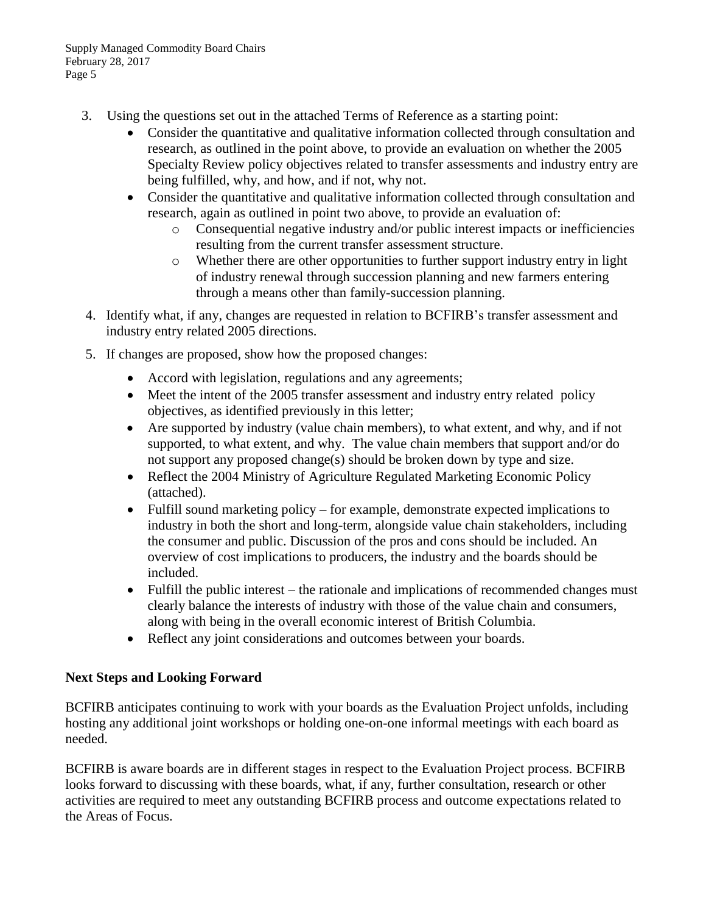3. Using the questions set out in the attached Terms of Reference as a starting point:
    - Consider the quantitative and qualitative information collected through consultation and research, as outlined in the point above, to provide an evaluation on whether the 2005 Specialty Review policy objectives related to transfer assessments and industry entry are being fulfilled, why, and how, and if not, why not.
    - Consider the quantitative and qualitative information collected through consultation and research, again as outlined in point two above, to provide an evaluation of:
        - Consequential negative industry and/or public interest impacts or inefficiencies resulting from the current transfer assessment structure.
        - Whether there are other opportunities to further support industry entry in light of industry renewal through succession planning and new farmers entering through a means other than family-succession planning.
4. Identify what, if any, changes are requested in relation to BCFIRB's transfer assessment and industry entry related 2005 directions.
5. If changes are proposed, show how the proposed changes:
    - Accord with legislation, regulations and any agreements;
    - Meet the intent of the 2005 transfer assessment and industry entry related policy objectives, as identified previously in this letter;
    - Are supported by industry (value chain members), to what extent, and why, and if not supported, to what extent, and why. The value chain members that support and/or do not support any proposed change(s) should be broken down by type and size.
    - Reflect the 2004 Ministry of Agriculture Regulated Marketing Economic Policy (attached).
    - Fulfill sound marketing policy – for example, demonstrate expected implications to industry in both the short and long-term, alongside value chain stakeholders, including the consumer and public. Discussion of the pros and cons should be included. An overview of cost implications to producers, the industry and the boards should be included.
    - Fulfill the public interest – the rationale and implications of recommended changes must clearly balance the interests of industry with those of the value chain and consumers, along with being in the overall economic interest of British Columbia.
    - Reflect any joint considerations and outcomes between your boards.

**Next Steps and Looking Forward**

BCFIRB anticipates continuing to work with your boards as the Evaluation Project unfolds, including hosting any additional joint workshops or holding one-on-one informal meetings with each board as needed.

BCFIRB is aware boards are in different stages in respect to the Evaluation Project process. BCFIRB looks forward to discussing with these boards, what, if any, further consultation, research or other activities are required to meet any outstanding BCFIRB process and outcome expectations related to the Areas of Focus.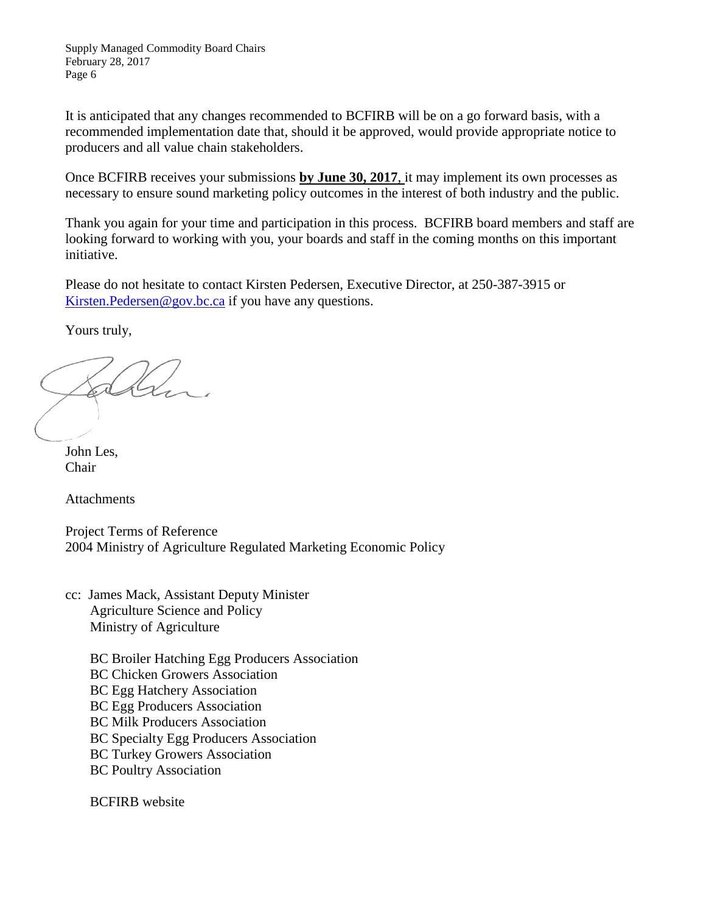It is anticipated that any changes recommended to BCFIRB will be on a go forward basis, with a recommended implementation date that, should it be approved, would provide appropriate notice to producers and all value chain stakeholders.

Once BCFIRB receives your submissions **by June 30, 2017**, it may implement its own processes as necessary to ensure sound marketing policy outcomes in the interest of both industry and the public.

Thank you again for your time and participation in this process. BCFIRB board members and staff are looking forward to working with you, your boards and staff in the coming months on this important initiative.

Please do not hesitate to contact Kirsten Pedersen, Executive Director, at 250-387-3915 or Kirsten.Pedersen@gov.bc.ca if you have any questions.

Yours truly,

John Les,
Chair

Attachments

Project Terms of Reference
2004 Ministry of Agriculture Regulated Marketing Economic Policy

cc: James Mack, Assistant Deputy Minister
Agriculture Science and Policy
Ministry of Agriculture

BC Broiler Hatching Egg Producers Association
BC Chicken Growers Association
BC Egg Hatchery Association
BC Egg Producers Association
BC Milk Producers Association
BC Specialty Egg Producers Association
BC Turkey Growers Association
BC Poultry Association

BCFIRB website